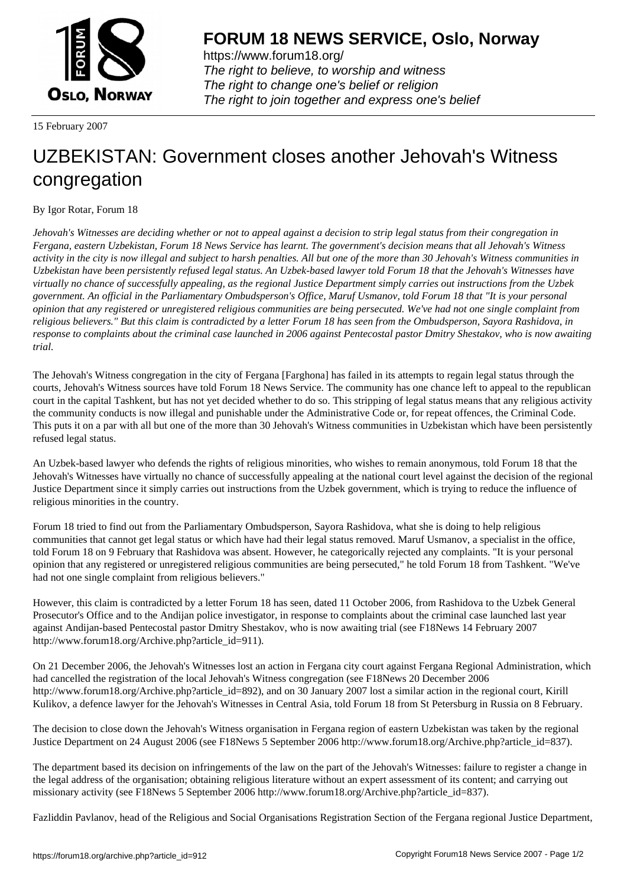# FORUM 18 NEWS SERVICE, Oslo, Norway

https://www.forum18.org/
*The right to believe, to worship and witness*
*The right to change one's belief or religion*
*The right to join together and express one's belief*

15 February 2007

# UZBEKISTAN: Government closes another Jehovah's Witness congregation

By Igor Rotar, Forum 18

*Jehovah's Witnesses are deciding whether or not to appeal against a decision to strip legal status from their congregation in Fergana, eastern Uzbekistan, Forum 18 News Service has learnt. The government's decision means that all Jehovah's Witness activity in the city is now illegal and subject to harsh penalties. All but one of the more than 30 Jehovah's Witness communities in Uzbekistan have been persistently refused legal status. An Uzbek-based lawyer told Forum 18 that the Jehovah's Witnesses have virtually no chance of successfully appealing, as the regional Justice Department simply carries out instructions from the Uzbek government. An official in the Parliamentary Ombudsperson's Office, Maruf Usmanov, told Forum 18 that "It is your personal opinion that any registered or unregistered religious communities are being persecuted. We've had not one single complaint from religious believers." But this claim is contradicted by a letter Forum 18 has seen from the Ombudsperson, Sayora Rashidova, in response to complaints about the criminal case launched in 2006 against Pentecostal pastor Dmitry Shestakov, who is now awaiting trial.*

The Jehovah's Witness congregation in the city of Fergana [Farghona] has failed in its attempts to regain legal status through the courts, Jehovah's Witness sources have told Forum 18 News Service. The community has one chance left to appeal to the republican court in the capital Tashkent, but has not yet decided whether to do so. This stripping of legal status means that any religious activity the community conducts is now illegal and punishable under the Administrative Code or, for repeat offences, the Criminal Code. This puts it on a par with all but one of the more than 30 Jehovah's Witness communities in Uzbekistan which have been persistently refused legal status.

An Uzbek-based lawyer who defends the rights of religious minorities, who wishes to remain anonymous, told Forum 18 that the Jehovah's Witnesses have virtually no chance of successfully appealing at the national court level against the decision of the regional Justice Department since it simply carries out instructions from the Uzbek government, which is trying to reduce the influence of religious minorities in the country.

Forum 18 tried to find out from the Parliamentary Ombudsperson, Sayora Rashidova, what she is doing to help religious communities that cannot get legal status or which have had their legal status removed. Maruf Usmanov, a specialist in the office, told Forum 18 on 9 February that Rashidova was absent. However, he categorically rejected any complaints. "It is your personal opinion that any registered or unregistered religious communities are being persecuted," he told Forum 18 from Tashkent. "We've had not one single complaint from religious believers."

However, this claim is contradicted by a letter Forum 18 has seen, dated 11 October 2006, from Rashidova to the Uzbek General Prosecutor's Office and to the Andijan police investigator, in response to complaints about the criminal case launched last year against Andijan-based Pentecostal pastor Dmitry Shestakov, who is now awaiting trial (see F18News 14 February 2007 http://www.forum18.org/Archive.php?article_id=911).

On 21 December 2006, the Jehovah's Witnesses lost an action in Fergana city court against Fergana Regional Administration, which had cancelled the registration of the local Jehovah's Witness congregation (see F18News 20 December 2006 http://www.forum18.org/Archive.php?article_id=892), and on 30 January 2007 lost a similar action in the regional court, Kirill Kulikov, a defence lawyer for the Jehovah's Witnesses in Central Asia, told Forum 18 from St Petersburg in Russia on 8 February.

The decision to close down the Jehovah's Witness organisation in Fergana region of eastern Uzbekistan was taken by the regional Justice Department on 24 August 2006 (see F18News 5 September 2006 http://www.forum18.org/Archive.php?article_id=837).

The department based its decision on infringements of the law on the part of the Jehovah's Witnesses: failure to register a change in the legal address of the organisation; obtaining religious literature without an expert assessment of its content; and carrying out missionary activity (see F18News 5 September 2006 http://www.forum18.org/Archive.php?article_id=837).

Fazliddin Pavlanov, head of the Religious and Social Organisations Registration Section of the Fergana regional Justice Department,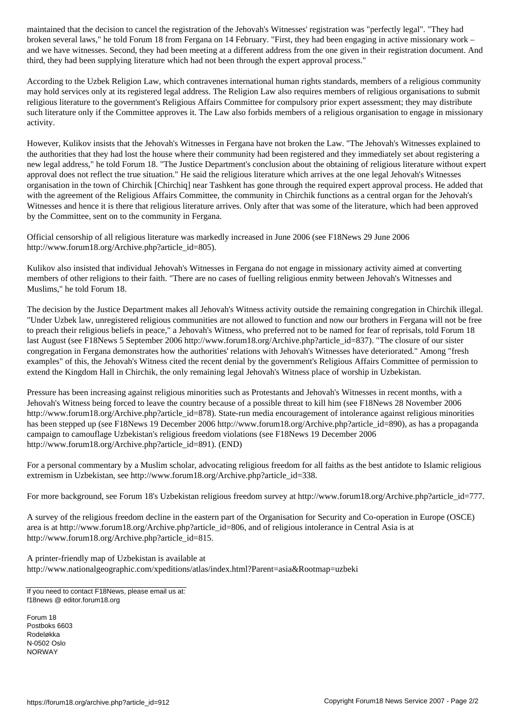maintained that the decision to cancel the registration of the Jehovah's Witnesses' registration was "perfectly legal". "They had broken several laws," he told Forum 18 from Fergana on 14 February. "First, they had been engaging in active missionary work – and we have witnesses. Second, they had been meeting at a different address from the one given in their registration document. And third, they had been supplying literature which had not been through the expert approval process."

According to the Uzbek Religion Law, which contravenes international human rights standards, members of a religious community may hold services only at its registered legal address. The Religion Law also requires members of religious organisations to submit religious literature to the government's Religious Affairs Committee for compulsory prior expert assessment; they may distribute such literature only if the Committee approves it. The Law also forbids members of a religious organisation to engage in missionary activity.

However, Kulikov insists that the Jehovah's Witnesses in Fergana have not broken the Law. "The Jehovah's Witnesses explained to the authorities that they had lost the house where their community had been registered and they immediately set about registering a new legal address," he told Forum 18. "The Justice Department's conclusion about the obtaining of religious literature without expert approval does not reflect the true situation." He said the religious literature which arrives at the one legal Jehovah's Witnesses organisation in the town of Chirchik [Chirchiq] near Tashkent has gone through the required expert approval process. He added that with the agreement of the Religious Affairs Committee, the community in Chirchik functions as a central organ for the Jehovah's Witnesses and hence it is there that religious literature arrives. Only after that was some of the literature, which had been approved by the Committee, sent on to the community in Fergana.

Official censorship of all religious literature was markedly increased in June 2006 (see F18News 29 June 2006 http://www.forum18.org/Archive.php?article_id=805).

Kulikov also insisted that individual Jehovah's Witnesses in Fergana do not engage in missionary activity aimed at converting members of other religions to their faith. "There are no cases of fuelling religious enmity between Jehovah's Witnesses and Muslims," he told Forum 18.

The decision by the Justice Department makes all Jehovah's Witness activity outside the remaining congregation in Chirchik illegal. "Under Uzbek law, unregistered religious communities are not allowed to function and now our brothers in Fergana will not be free to preach their religious beliefs in peace," a Jehovah's Witness, who preferred not to be named for fear of reprisals, told Forum 18 last August (see F18News 5 September 2006 http://www.forum18.org/Archive.php?article_id=837). "The closure of our sister congregation in Fergana demonstrates how the authorities' relations with Jehovah's Witnesses have deteriorated." Among "fresh examples" of this, the Jehovah's Witness cited the recent denial by the government's Religious Affairs Committee of permission to extend the Kingdom Hall in Chirchik, the only remaining legal Jehovah's Witness place of worship in Uzbekistan.

Pressure has been increasing against religious minorities such as Protestants and Jehovah's Witnesses in recent months, with a Jehovah's Witness being forced to leave the country because of a possible threat to kill him (see F18News 28 November 2006 http://www.forum18.org/Archive.php?article_id=878). State-run media encouragement of intolerance against religious minorities has been stepped up (see F18News 19 December 2006 http://www.forum18.org/Archive.php?article_id=890), as has a propaganda campaign to camouflage Uzbekistan's religious freedom violations (see F18News 19 December 2006 http://www.forum18.org/Archive.php?article_id=891). (END)

For a personal commentary by a Muslim scholar, advocating religious freedom for all faiths as the best antidote to Islamic religious extremism in Uzbekistan, see http://www.forum18.org/Archive.php?article_id=338.

For more background, see Forum 18's Uzbekistan religious freedom survey at http://www.forum18.org/Archive.php?article_id=777.

A survey of the religious freedom decline in the eastern part of the Organisation for Security and Co-operation in Europe (OSCE) area is at http://www.forum18.org/Archive.php?article_id=806, and of religious intolerance in Central Asia is at http://www.forum18.org/Archive.php?article_id=815.

A printer-friendly map of Uzbekistan is available at
http://www.nationalgeographic.com/xpeditions/atlas/index.html?Parent=asia&Rootmap=uzbeki

---

If you need to contact F18News, please email us at:
f18news @ editor.forum18.org

Forum 18
Postboks 6603
Rodeløkka
N-0502 Oslo
NORWAY